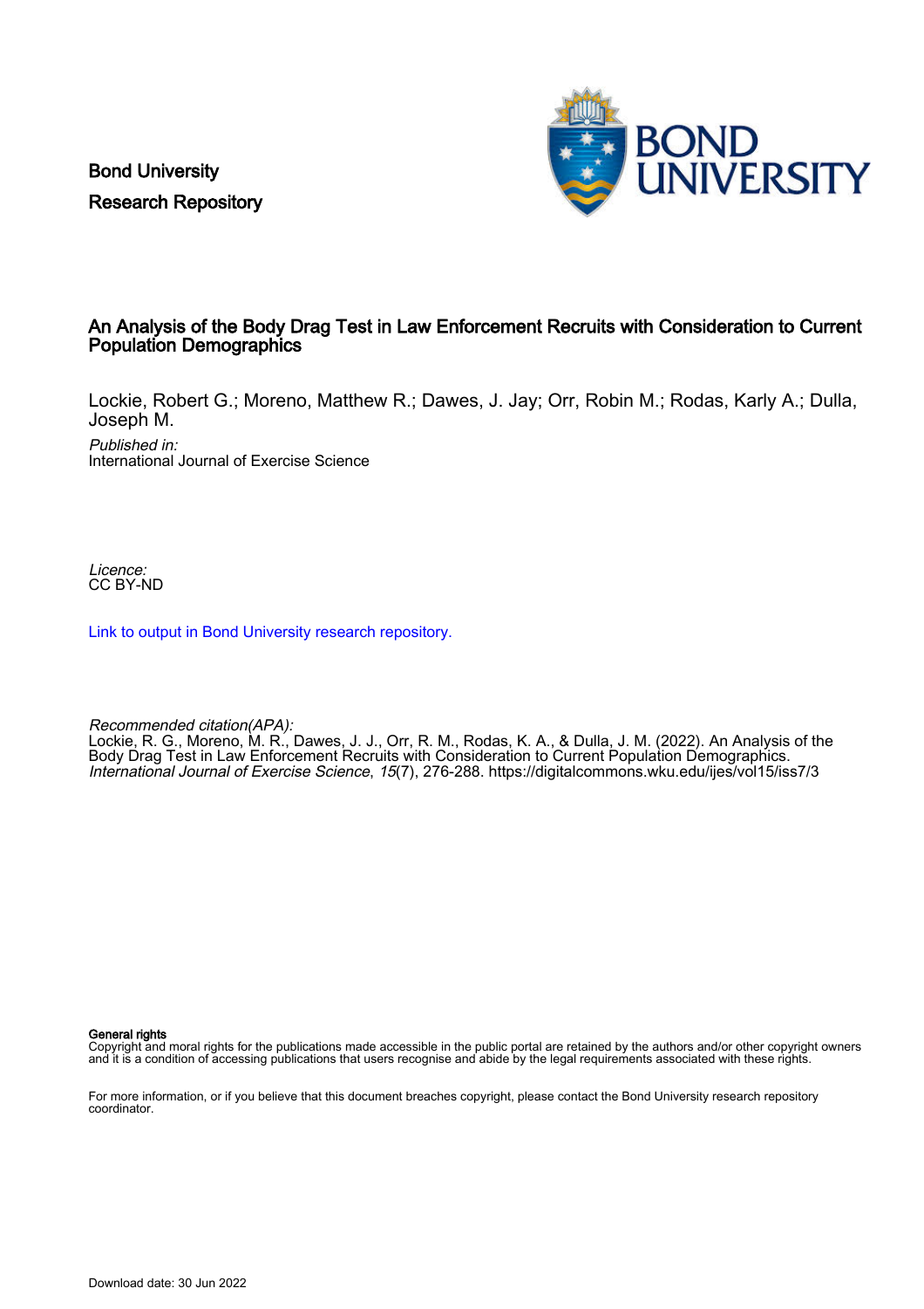Bond University
Research Repository

# An Analysis of the Body Drag Test in Law Enforcement Recruits with Consideration to Current Population Demographics

Lockie, Robert G.; Moreno, Matthew R.; Dawes, J. Jay; Orr, Robin M.; Rodas, Karly A.; Dulla, Joseph M.

*Published in:*
International Journal of Exercise Science

*Licence:*
CC BY-ND

Link to output in Bond University research repository.

*Recommended citation(APA):*
Lockie, R. G., Moreno, M. R., Dawes, J. J., Orr, R. M., Rodas, K. A., & Dulla, J. M. (2022). An Analysis of the Body Drag Test in Law Enforcement Recruits with Consideration to Current Population Demographics. *International Journal of Exercise Science*, *15*(7), 276-288. https://digitalcommons.wku.edu/ijes/vol15/iss7/3

**General rights**
Copyright and moral rights for the publications made accessible in the public portal are retained by the authors and/or other copyright owners and it is a condition of accessing publications that users recognise and abide by the legal requirements associated with these rights.

For more information, or if you believe that this document breaches copyright, please contact the Bond University research repository coordinator.

Download date: 30 Jun 2022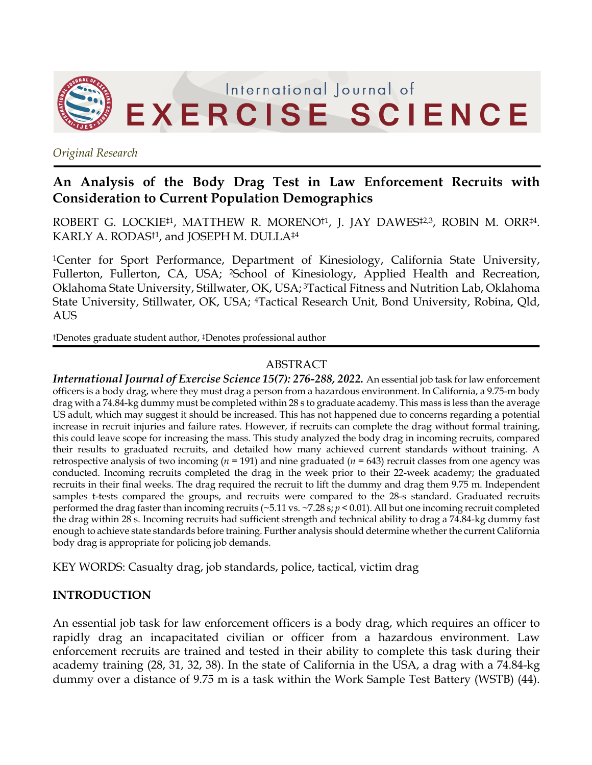*Original Research*

# An Analysis of the Body Drag Test in Law Enforcement Recruits with Consideration to Current Population Demographics

ROBERT G. LOCKIE‡1, MATTHEW R. MORENO†1, J. JAY DAWES‡2,3, ROBIN M. ORR‡4. KARLY A. RODAS†1, and JOSEPH M. DULLA‡4

[1]Center for Sport Performance, Department of Kinesiology, California State University, Fullerton, Fullerton, CA, USA; [2]School of Kinesiology, Applied Health and Recreation, Oklahoma State University, Stillwater, OK, USA; [3]Tactical Fitness and Nutrition Lab, Oklahoma State University, Stillwater, OK, USA; [4]Tactical Research Unit, Bond University, Robina, Qld, AUS

†Denotes graduate student author, ‡Denotes professional author

## ABSTRACT

***International Journal of Exercise Science 15(7): 276-288, 2022.*** An essential job task for law enforcement officers is a body drag, where they must drag a person from a hazardous environment. In California, a 9.75-m body drag with a 74.84-kg dummy must be completed within 28 s to graduate academy. This mass is less than the average US adult, which may suggest it should be increased. This has not happened due to concerns regarding a potential increase in recruit injuries and failure rates. However, if recruits can complete the drag without formal training, this could leave scope for increasing the mass. This study analyzed the body drag in incoming recruits, compared their results to graduated recruits, and detailed how many achieved current standards without training. A retrospective analysis of two incoming ($n$ = 191) and nine graduated ($n$ = 643) recruit classes from one agency was conducted. Incoming recruits completed the drag in the week prior to their 22-week academy; the graduated recruits in their final weeks. The drag required the recruit to lift the dummy and drag them 9.75 m. Independent samples t-tests compared the groups, and recruits were compared to the 28-s standard. Graduated recruits performed the drag faster than incoming recruits (~5.11 vs. ~7.28 s; $p < 0.01$). All but one incoming recruit completed the drag within 28 s. Incoming recruits had sufficient strength and technical ability to drag a 74.84-kg dummy fast enough to achieve state standards before training. Further analysis should determine whether the current California body drag is appropriate for policing job demands.

KEY WORDS: Casualty drag, job standards, police, tactical, victim drag

## INTRODUCTION

An essential job task for law enforcement officers is a body drag, which requires an officer to rapidly drag an incapacitated civilian or officer from a hazardous environment. Law enforcement recruits are trained and tested in their ability to complete this task during their academy training (28, 31, 32, 38). In the state of California in the USA, a drag with a 74.84-kg dummy over a distance of 9.75 m is a task within the Work Sample Test Battery (WSTB) (44).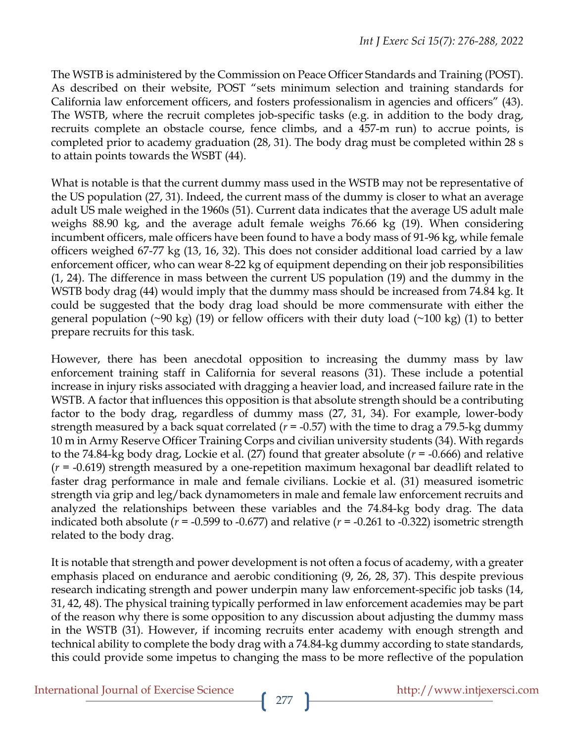The WSTB is administered by the Commission on Peace Officer Standards and Training (POST). As described on their website, POST "sets minimum selection and training standards for California law enforcement officers, and fosters professionalism in agencies and officers" (43). The WSTB, where the recruit completes job-specific tasks (e.g. in addition to the body drag, recruits complete an obstacle course, fence climbs, and a 457-m run) to accrue points, is completed prior to academy graduation (28, 31). The body drag must be completed within 28 s to attain points towards the WSBT (44).

What is notable is that the current dummy mass used in the WSTB may not be representative of the US population (27, 31). Indeed, the current mass of the dummy is closer to what an average adult US male weighed in the 1960s (51). Current data indicates that the average US adult male weighs 88.90 kg, and the average adult female weighs 76.66 kg (19). When considering incumbent officers, male officers have been found to have a body mass of 91-96 kg, while female officers weighed 67-77 kg (13, 16, 32). This does not consider additional load carried by a law enforcement officer, who can wear 8-22 kg of equipment depending on their job responsibilities (1, 24). The difference in mass between the current US population (19) and the dummy in the WSTB body drag (44) would imply that the dummy mass should be increased from 74.84 kg. It could be suggested that the body drag load should be more commensurate with either the general population (~90 kg) (19) or fellow officers with their duty load (~100 kg) (1) to better prepare recruits for this task.

However, there has been anecdotal opposition to increasing the dummy mass by law enforcement training staff in California for several reasons (31). These include a potential increase in injury risks associated with dragging a heavier load, and increased failure rate in the WSTB. A factor that influences this opposition is that absolute strength should be a contributing factor to the body drag, regardless of dummy mass (27, 31, 34). For example, lower-body strength measured by a back squat correlated ($r$ = -0.57) with the time to drag a 79.5-kg dummy 10 m in Army Reserve Officer Training Corps and civilian university students (34). With regards to the 74.84-kg body drag, Lockie et al. (27) found that greater absolute ($r$ = -0.666) and relative ($r$ = -0.619) strength measured by a one-repetition maximum hexagonal bar deadlift related to faster drag performance in male and female civilians. Lockie et al. (31) measured isometric strength via grip and leg/back dynamometers in male and female law enforcement recruits and analyzed the relationships between these variables and the 74.84-kg body drag. The data indicated both absolute ($r$ = -0.599 to -0.677) and relative ($r$ = -0.261 to -0.322) isometric strength related to the body drag.

It is notable that strength and power development is not often a focus of academy, with a greater emphasis placed on endurance and aerobic conditioning (9, 26, 28, 37). This despite previous research indicating strength and power underpin many law enforcement-specific job tasks (14, 31, 42, 48). The physical training typically performed in law enforcement academies may be part of the reason why there is some opposition to any discussion about adjusting the dummy mass in the WSTB (31). However, if incoming recruits enter academy with enough strength and technical ability to complete the body drag with a 74.84-kg dummy according to state standards, this could provide some impetus to changing the mass to be more reflective of the population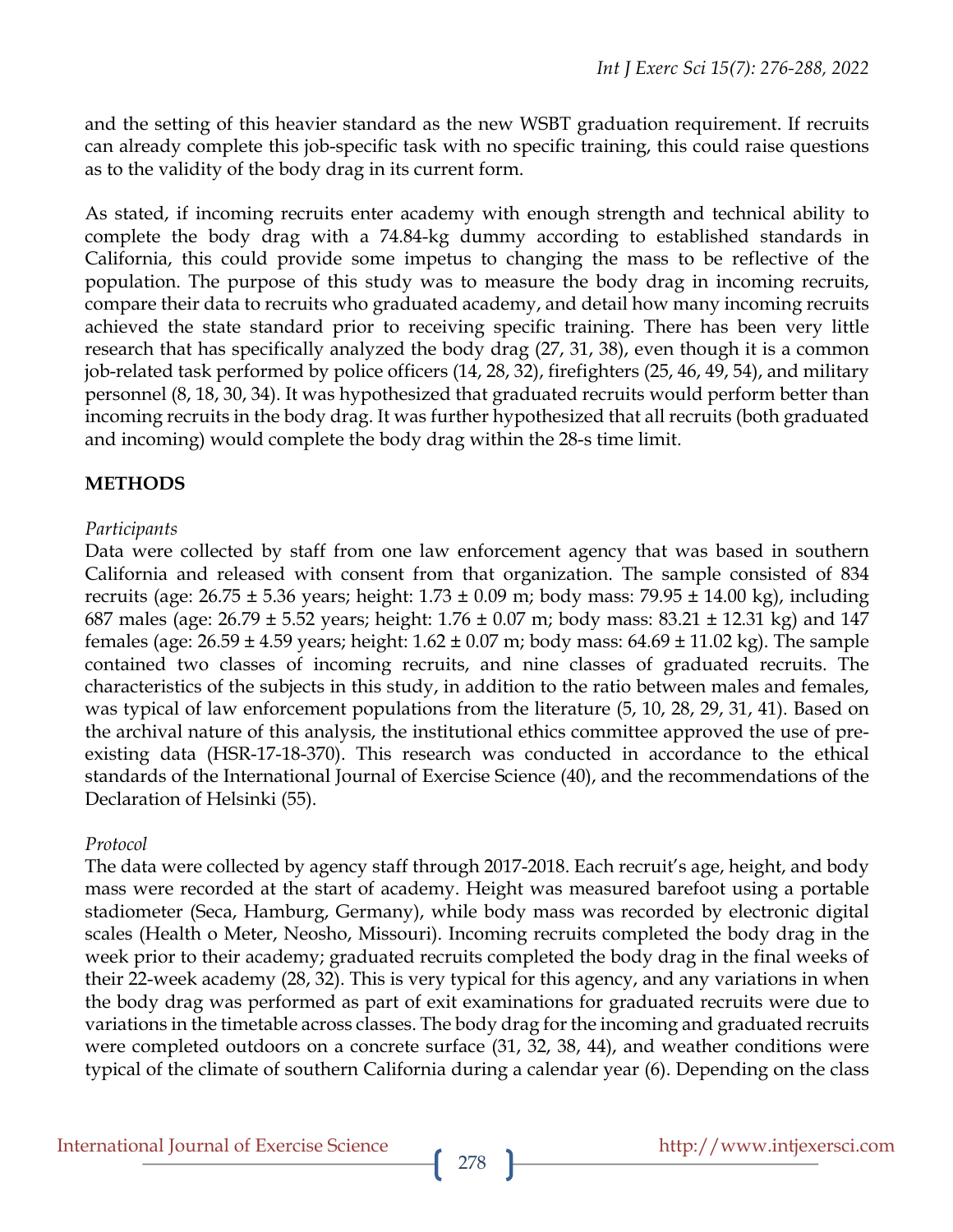and the setting of this heavier standard as the new WSBT graduation requirement. If recruits can already complete this job-specific task with no specific training, this could raise questions as to the validity of the body drag in its current form.

As stated, if incoming recruits enter academy with enough strength and technical ability to complete the body drag with a 74.84-kg dummy according to established standards in California, this could provide some impetus to changing the mass to be reflective of the population. The purpose of this study was to measure the body drag in incoming recruits, compare their data to recruits who graduated academy, and detail how many incoming recruits achieved the state standard prior to receiving specific training. There has been very little research that has specifically analyzed the body drag (27, 31, 38), even though it is a common job-related task performed by police officers (14, 28, 32), firefighters (25, 46, 49, 54), and military personnel (8, 18, 30, 34). It was hypothesized that graduated recruits would perform better than incoming recruits in the body drag. It was further hypothesized that all recruits (both graduated and incoming) would complete the body drag within the 28-s time limit.

## METHODS

*Participants*

Data were collected by staff from one law enforcement agency that was based in southern California and released with consent from that organization. The sample consisted of 834 recruits (age: 26.75 ± 5.36 years; height: 1.73 ± 0.09 m; body mass: 79.95 ± 14.00 kg), including 687 males (age: 26.79 ± 5.52 years; height: 1.76 ± 0.07 m; body mass: 83.21 ± 12.31 kg) and 147 females (age: 26.59 ± 4.59 years; height: 1.62 ± 0.07 m; body mass: 64.69 ± 11.02 kg). The sample contained two classes of incoming recruits, and nine classes of graduated recruits. The characteristics of the subjects in this study, in addition to the ratio between males and females, was typical of law enforcement populations from the literature (5, 10, 28, 29, 31, 41). Based on the archival nature of this analysis, the institutional ethics committee approved the use of pre-existing data (HSR-17-18-370). This research was conducted in accordance to the ethical standards of the International Journal of Exercise Science (40), and the recommendations of the Declaration of Helsinki (55).

*Protocol*

The data were collected by agency staff through 2017-2018. Each recruit's age, height, and body mass were recorded at the start of academy. Height was measured barefoot using a portable stadiometer (Seca, Hamburg, Germany), while body mass was recorded by electronic digital scales (Health o Meter, Neosho, Missouri). Incoming recruits completed the body drag in the week prior to their academy; graduated recruits completed the body drag in the final weeks of their 22-week academy (28, 32). This is very typical for this agency, and any variations in when the body drag was performed as part of exit examinations for graduated recruits were due to variations in the timetable across classes. The body drag for the incoming and graduated recruits were completed outdoors on a concrete surface (31, 32, 38, 44), and weather conditions were typical of the climate of southern California during a calendar year (6). Depending on the class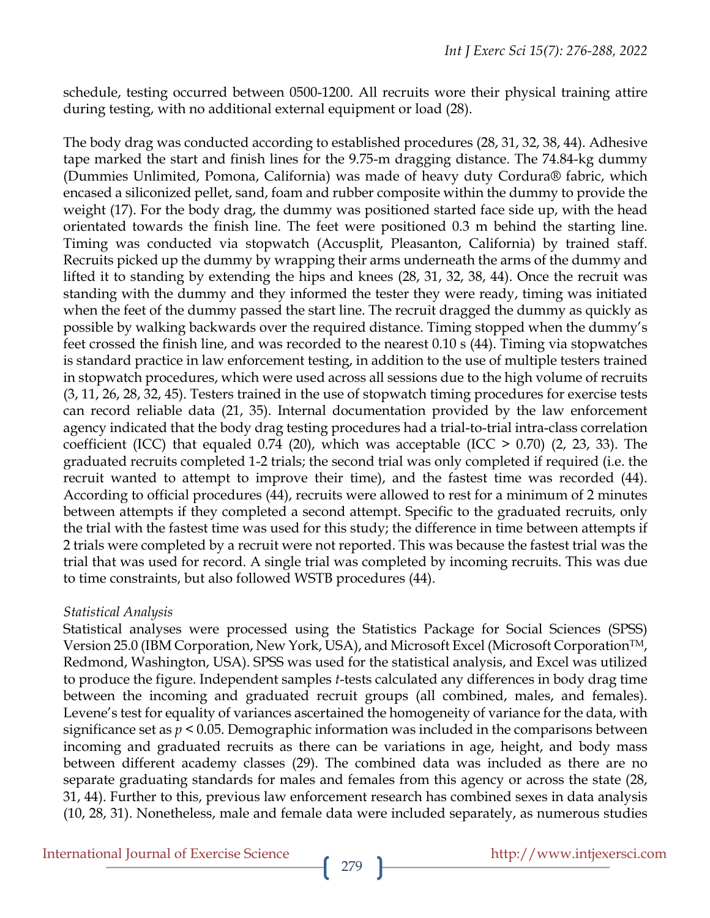schedule, testing occurred between 0500-1200. All recruits wore their physical training attire during testing, with no additional external equipment or load (28).

The body drag was conducted according to established procedures (28, 31, 32, 38, 44). Adhesive tape marked the start and finish lines for the 9.75-m dragging distance. The 74.84-kg dummy (Dummies Unlimited, Pomona, California) was made of heavy duty Cordura® fabric, which encased a siliconized pellet, sand, foam and rubber composite within the dummy to provide the weight (17). For the body drag, the dummy was positioned started face side up, with the head orientated towards the finish line. The feet were positioned 0.3 m behind the starting line. Timing was conducted via stopwatch (Accusplit, Pleasanton, California) by trained staff. Recruits picked up the dummy by wrapping their arms underneath the arms of the dummy and lifted it to standing by extending the hips and knees (28, 31, 32, 38, 44). Once the recruit was standing with the dummy and they informed the tester they were ready, timing was initiated when the feet of the dummy passed the start line. The recruit dragged the dummy as quickly as possible by walking backwards over the required distance. Timing stopped when the dummy's feet crossed the finish line, and was recorded to the nearest 0.10 s (44). Timing via stopwatches is standard practice in law enforcement testing, in addition to the use of multiple testers trained in stopwatch procedures, which were used across all sessions due to the high volume of recruits (3, 11, 26, 28, 32, 45). Testers trained in the use of stopwatch timing procedures for exercise tests can record reliable data (21, 35). Internal documentation provided by the law enforcement agency indicated that the body drag testing procedures had a trial-to-trial intra-class correlation coefficient (ICC) that equaled 0.74 (20), which was acceptable (ICC > 0.70) (2, 23, 33). The graduated recruits completed 1-2 trials; the second trial was only completed if required (i.e. the recruit wanted to attempt to improve their time), and the fastest time was recorded (44). According to official procedures (44), recruits were allowed to rest for a minimum of 2 minutes between attempts if they completed a second attempt. Specific to the graduated recruits, only the trial with the fastest time was used for this study; the difference in time between attempts if 2 trials were completed by a recruit were not reported. This was because the fastest trial was the trial that was used for record. A single trial was completed by incoming recruits. This was due to time constraints, but also followed WSTB procedures (44).

*Statistical Analysis*

Statistical analyses were processed using the Statistics Package for Social Sciences (SPSS) Version 25.0 (IBM Corporation, New York, USA), and Microsoft Excel (Microsoft Corporation™, Redmond, Washington, USA). SPSS was used for the statistical analysis, and Excel was utilized to produce the figure. Independent samples *t*-tests calculated any differences in body drag time between the incoming and graduated recruit groups (all combined, males, and females). Levene's test for equality of variances ascertained the homogeneity of variance for the data, with significance set as $p < 0.05$. Demographic information was included in the comparisons between incoming and graduated recruits as there can be variations in age, height, and body mass between different academy classes (29). The combined data was included as there are no separate graduating standards for males and females from this agency or across the state (28, 31, 44). Further to this, previous law enforcement research has combined sexes in data analysis (10, 28, 31). Nonetheless, male and female data were included separately, as numerous studies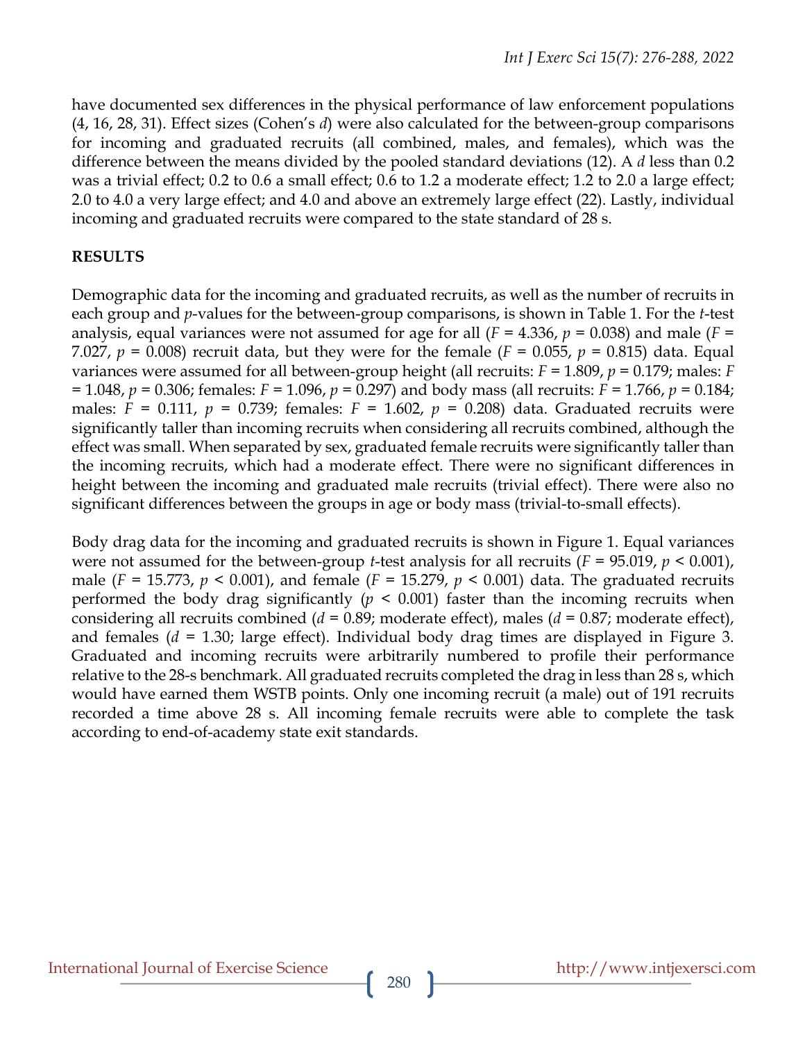have documented sex differences in the physical performance of law enforcement populations (4, 16, 28, 31). Effect sizes (Cohen's $d$) were also calculated for the between-group comparisons for incoming and graduated recruits (all combined, males, and females), which was the difference between the means divided by the pooled standard deviations (12). A $d$ less than 0.2 was a trivial effect; 0.2 to 0.6 a small effect; 0.6 to 1.2 a moderate effect; 1.2 to 2.0 a large effect; 2.0 to 4.0 a very large effect; and 4.0 and above an extremely large effect (22). Lastly, individual incoming and graduated recruits were compared to the state standard of 28 s.

## RESULTS

Demographic data for the incoming and graduated recruits, as well as the number of recruits in each group and $p$-values for the between-group comparisons, is shown in Table 1. For the $t$-test analysis, equal variances were not assumed for age for all ($F = 4.336$, $p = 0.038$) and male ($F = 7.027$, $p = 0.008$) recruit data, but they were for the female ($F = 0.055$, $p = 0.815$) data. Equal variances were assumed for all between-group height (all recruits: $F = 1.809$, $p = 0.179$; males: $F = 1.048$, $p = 0.306$; females: $F = 1.096$, $p = 0.297$) and body mass (all recruits: $F = 1.766$, $p = 0.184$; males: $F = 0.111$, $p = 0.739$; females: $F = 1.602$, $p = 0.208$) data. Graduated recruits were significantly taller than incoming recruits when considering all recruits combined, although the effect was small. When separated by sex, graduated female recruits were significantly taller than the incoming recruits, which had a moderate effect. There were no significant differences in height between the incoming and graduated male recruits (trivial effect). There were also no significant differences between the groups in age or body mass (trivial-to-small effects).

Body drag data for the incoming and graduated recruits is shown in Figure 1. Equal variances were not assumed for the between-group $t$-test analysis for all recruits ($F = 95.019$, $p < 0.001$), male ($F = 15.773$, $p < 0.001$), and female ($F = 15.279$, $p < 0.001$) data. The graduated recruits performed the body drag significantly ($p < 0.001$) faster than the incoming recruits when considering all recruits combined ($d = 0.89$; moderate effect), males ($d = 0.87$; moderate effect), and females ($d = 1.30$; large effect). Individual body drag times are displayed in Figure 3. Graduated and incoming recruits were arbitrarily numbered to profile their performance relative to the 28-s benchmark. All graduated recruits completed the drag in less than 28 s, which would have earned them WSTB points. Only one incoming recruit (a male) out of 191 recruits recorded a time above 28 s. All incoming female recruits were able to complete the task according to end-of-academy state exit standards.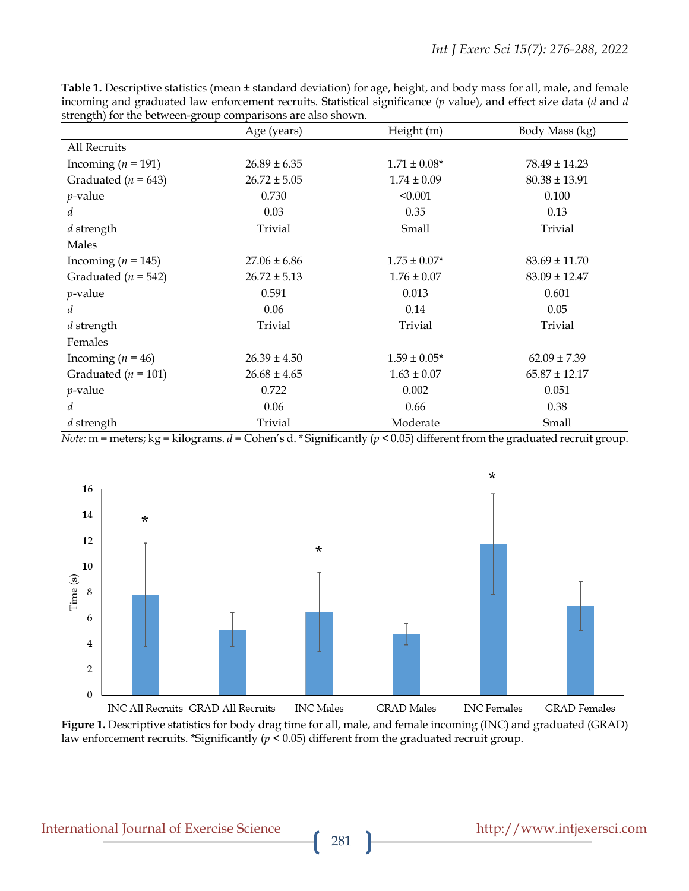**Table 1.** Descriptive statistics (mean ± standard deviation) for age, height, and body mass for all, male, and female incoming and graduated law enforcement recruits. Statistical significance (*p* value), and effect size data (*d* and *d* strength) for the between-group comparisons are also shown.

| | Age (years) | Height (m) | Body Mass (kg) |
|---|---|---|---|
| All Recruits | | | |
| Incoming (*n* = 191) | 26.89 ± 6.35 | 1.71 ± 0.08* | 78.49 ± 14.23 |
| Graduated (*n* = 643) | 26.72 ± 5.05 | 1.74 ± 0.09 | 80.38 ± 13.91 |
| *p*-value | 0.730 | <0.001 | 0.100 |
| *d* | 0.03 | 0.35 | 0.13 |
| *d* strength | Trivial | Small | Trivial |
| Males | | | |
| Incoming (*n* = 145) | 27.06 ± 6.86 | 1.75 ± 0.07* | 83.69 ± 11.70 |
| Graduated (*n* = 542) | 26.72 ± 5.13 | 1.76 ± 0.07 | 83.09 ± 12.47 |
| *p*-value | 0.591 | 0.013 | 0.601 |
| *d* | 0.06 | 0.14 | 0.05 |
| *d* strength | Trivial | Trivial | Trivial |
| Females | | | |
| Incoming (*n* = 46) | 26.39 ± 4.50 | 1.59 ± 0.05* | 62.09 ± 7.39 |
| Graduated (*n* = 101) | 26.68 ± 4.65 | 1.63 ± 0.07 | 65.87 ± 12.17 |
| *p*-value | 0.722 | 0.002 | 0.051 |
| *d* | 0.06 | 0.66 | 0.38 |
| *d* strength | Trivial | Moderate | Small |

*Note:* m = meters; kg = kilograms. *d* = Cohen's d. * Significantly ($p < 0.05$) different from the graduated recruit group.

**Figure 1.** Descriptive statistics for body drag time for all, male, and female incoming (INC) and graduated (GRAD) law enforcement recruits. *Significantly ($p < 0.05$) different from the graduated recruit group.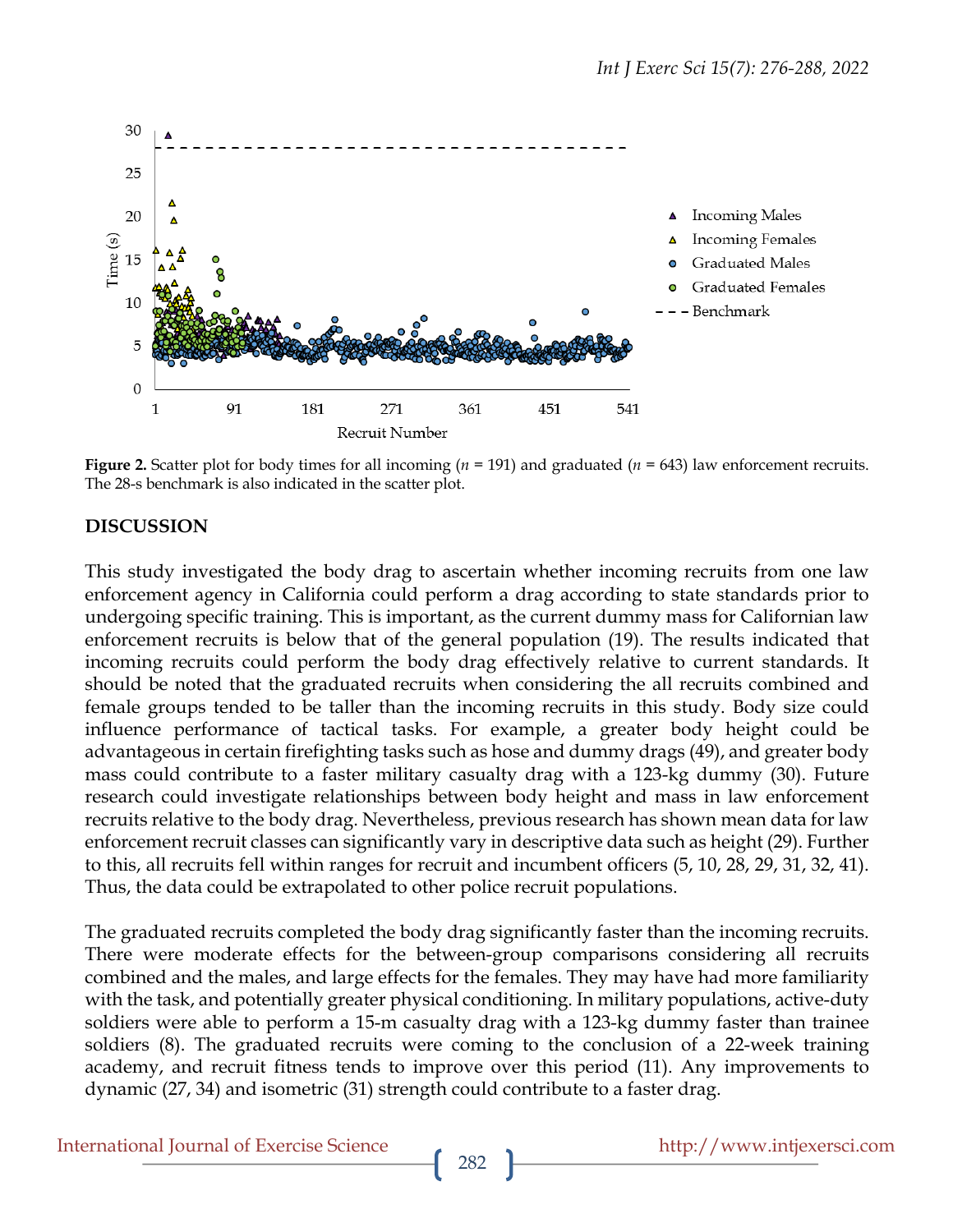**Figure 2.** Scatter plot for body times for all incoming ($n$ = 191) and graduated ($n$ = 643) law enforcement recruits. The 28-s benchmark is also indicated in the scatter plot.

## DISCUSSION

This study investigated the body drag to ascertain whether incoming recruits from one law enforcement agency in California could perform a drag according to state standards prior to undergoing specific training. This is important, as the current dummy mass for Californian law enforcement recruits is below that of the general population (19). The results indicated that incoming recruits could perform the body drag effectively relative to current standards. It should be noted that the graduated recruits when considering the all recruits combined and female groups tended to be taller than the incoming recruits in this study. Body size could influence performance of tactical tasks. For example, a greater body height could be advantageous in certain firefighting tasks such as hose and dummy drags (49), and greater body mass could contribute to a faster military casualty drag with a 123-kg dummy (30). Future research could investigate relationships between body height and mass in law enforcement recruits relative to the body drag. Nevertheless, previous research has shown mean data for law enforcement recruit classes can significantly vary in descriptive data such as height (29). Further to this, all recruits fell within ranges for recruit and incumbent officers (5, 10, 28, 29, 31, 32, 41). Thus, the data could be extrapolated to other police recruit populations.

The graduated recruits completed the body drag significantly faster than the incoming recruits. There were moderate effects for the between-group comparisons considering all recruits combined and the males, and large effects for the females. They may have had more familiarity with the task, and potentially greater physical conditioning. In military populations, active-duty soldiers were able to perform a 15-m casualty drag with a 123-kg dummy faster than trainee soldiers (8). The graduated recruits were coming to the conclusion of a 22-week training academy, and recruit fitness tends to improve over this period (11). Any improvements to dynamic (27, 34) and isometric (31) strength could contribute to a faster drag.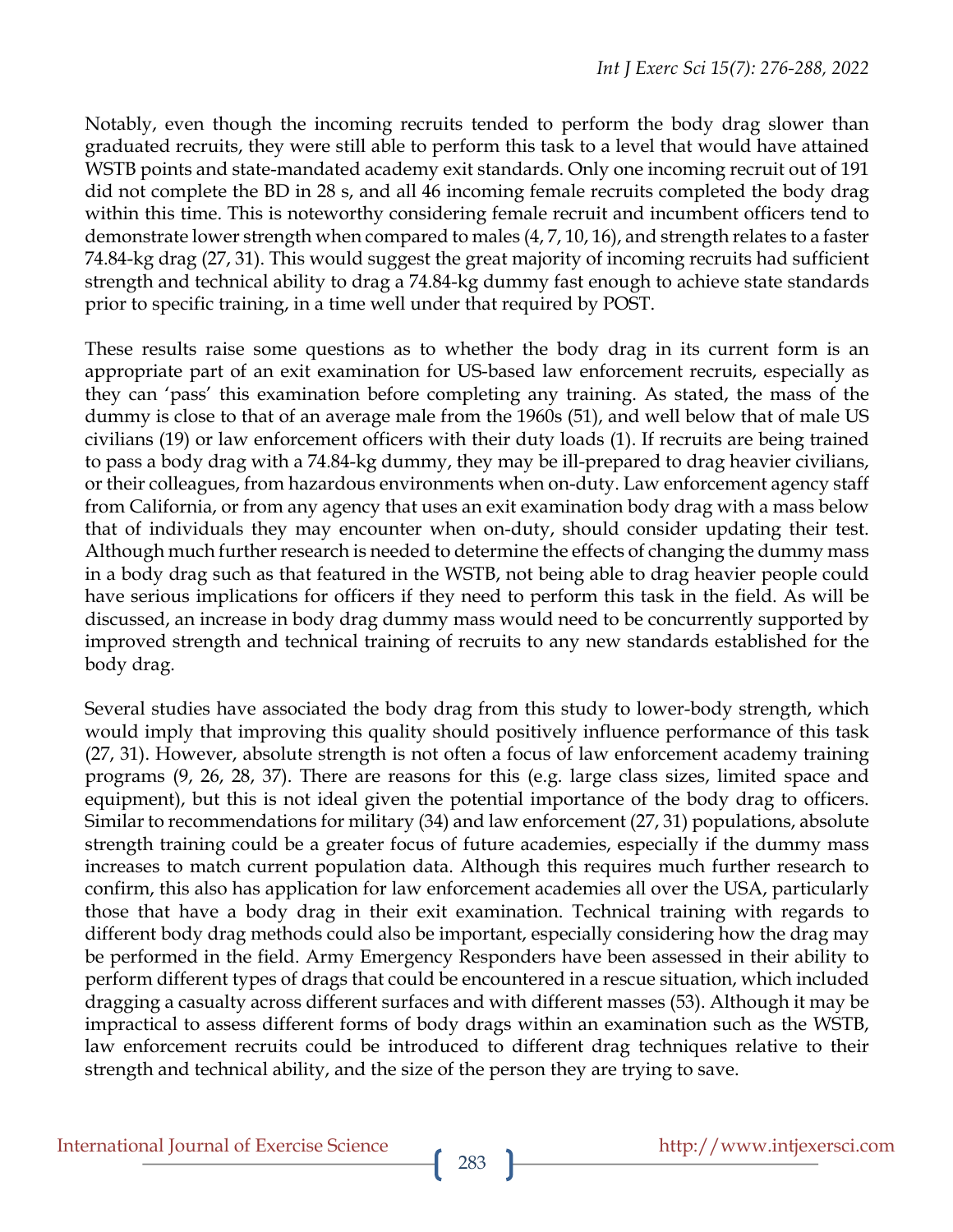Notably, even though the incoming recruits tended to perform the body drag slower than graduated recruits, they were still able to perform this task to a level that would have attained WSTB points and state-mandated academy exit standards. Only one incoming recruit out of 191 did not complete the BD in 28 s, and all 46 incoming female recruits completed the body drag within this time. This is noteworthy considering female recruit and incumbent officers tend to demonstrate lower strength when compared to males (4, 7, 10, 16), and strength relates to a faster 74.84-kg drag (27, 31). This would suggest the great majority of incoming recruits had sufficient strength and technical ability to drag a 74.84-kg dummy fast enough to achieve state standards prior to specific training, in a time well under that required by POST.

These results raise some questions as to whether the body drag in its current form is an appropriate part of an exit examination for US-based law enforcement recruits, especially as they can 'pass' this examination before completing any training. As stated, the mass of the dummy is close to that of an average male from the 1960s (51), and well below that of male US civilians (19) or law enforcement officers with their duty loads (1). If recruits are being trained to pass a body drag with a 74.84-kg dummy, they may be ill-prepared to drag heavier civilians, or their colleagues, from hazardous environments when on-duty. Law enforcement agency staff from California, or from any agency that uses an exit examination body drag with a mass below that of individuals they may encounter when on-duty, should consider updating their test. Although much further research is needed to determine the effects of changing the dummy mass in a body drag such as that featured in the WSTB, not being able to drag heavier people could have serious implications for officers if they need to perform this task in the field. As will be discussed, an increase in body drag dummy mass would need to be concurrently supported by improved strength and technical training of recruits to any new standards established for the body drag.

Several studies have associated the body drag from this study to lower-body strength, which would imply that improving this quality should positively influence performance of this task (27, 31). However, absolute strength is not often a focus of law enforcement academy training programs (9, 26, 28, 37). There are reasons for this (e.g. large class sizes, limited space and equipment), but this is not ideal given the potential importance of the body drag to officers. Similar to recommendations for military (34) and law enforcement (27, 31) populations, absolute strength training could be a greater focus of future academies, especially if the dummy mass increases to match current population data. Although this requires much further research to confirm, this also has application for law enforcement academies all over the USA, particularly those that have a body drag in their exit examination. Technical training with regards to different body drag methods could also be important, especially considering how the drag may be performed in the field. Army Emergency Responders have been assessed in their ability to perform different types of drags that could be encountered in a rescue situation, which included dragging a casualty across different surfaces and with different masses (53). Although it may be impractical to assess different forms of body drags within an examination such as the WSTB, law enforcement recruits could be introduced to different drag techniques relative to their strength and technical ability, and the size of the person they are trying to save.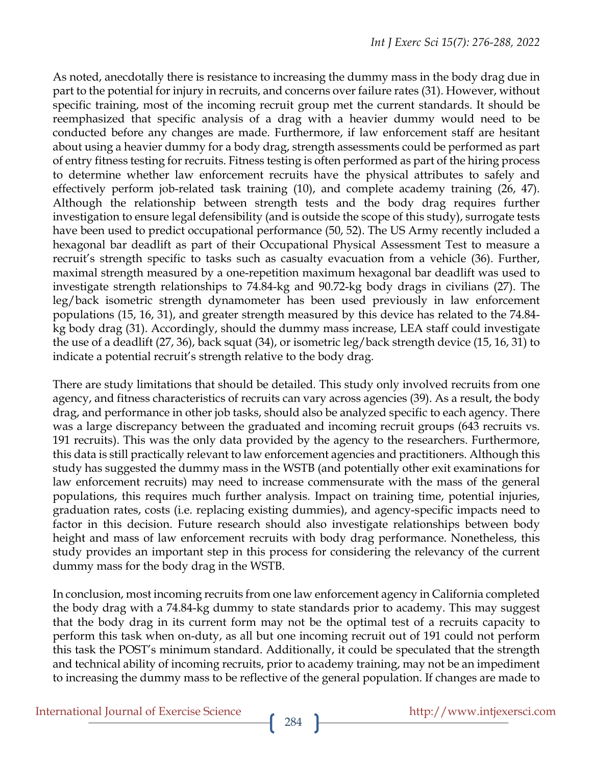As noted, anecdotally there is resistance to increasing the dummy mass in the body drag due in part to the potential for injury in recruits, and concerns over failure rates (31). However, without specific training, most of the incoming recruit group met the current standards. It should be reemphasized that specific analysis of a drag with a heavier dummy would need to be conducted before any changes are made. Furthermore, if law enforcement staff are hesitant about using a heavier dummy for a body drag, strength assessments could be performed as part of entry fitness testing for recruits. Fitness testing is often performed as part of the hiring process to determine whether law enforcement recruits have the physical attributes to safely and effectively perform job-related task training (10), and complete academy training (26, 47). Although the relationship between strength tests and the body drag requires further investigation to ensure legal defensibility (and is outside the scope of this study), surrogate tests have been used to predict occupational performance (50, 52). The US Army recently included a hexagonal bar deadlift as part of their Occupational Physical Assessment Test to measure a recruit's strength specific to tasks such as casualty evacuation from a vehicle (36). Further, maximal strength measured by a one-repetition maximum hexagonal bar deadlift was used to investigate strength relationships to 74.84-kg and 90.72-kg body drags in civilians (27). The leg/back isometric strength dynamometer has been used previously in law enforcement populations (15, 16, 31), and greater strength measured by this device has related to the 74.84-kg body drag (31). Accordingly, should the dummy mass increase, LEA staff could investigate the use of a deadlift (27, 36), back squat (34), or isometric leg/back strength device (15, 16, 31) to indicate a potential recruit's strength relative to the body drag.

There are study limitations that should be detailed. This study only involved recruits from one agency, and fitness characteristics of recruits can vary across agencies (39). As a result, the body drag, and performance in other job tasks, should also be analyzed specific to each agency. There was a large discrepancy between the graduated and incoming recruit groups (643 recruits vs. 191 recruits). This was the only data provided by the agency to the researchers. Furthermore, this data is still practically relevant to law enforcement agencies and practitioners. Although this study has suggested the dummy mass in the WSTB (and potentially other exit examinations for law enforcement recruits) may need to increase commensurate with the mass of the general populations, this requires much further analysis. Impact on training time, potential injuries, graduation rates, costs (i.e. replacing existing dummies), and agency-specific impacts need to factor in this decision. Future research should also investigate relationships between body height and mass of law enforcement recruits with body drag performance. Nonetheless, this study provides an important step in this process for considering the relevancy of the current dummy mass for the body drag in the WSTB.

In conclusion, most incoming recruits from one law enforcement agency in California completed the body drag with a 74.84-kg dummy to state standards prior to academy. This may suggest that the body drag in its current form may not be the optimal test of a recruits capacity to perform this task when on-duty, as all but one incoming recruit out of 191 could not perform this task the POST's minimum standard. Additionally, it could be speculated that the strength and technical ability of incoming recruits, prior to academy training, may not be an impediment to increasing the dummy mass to be reflective of the general population. If changes are made to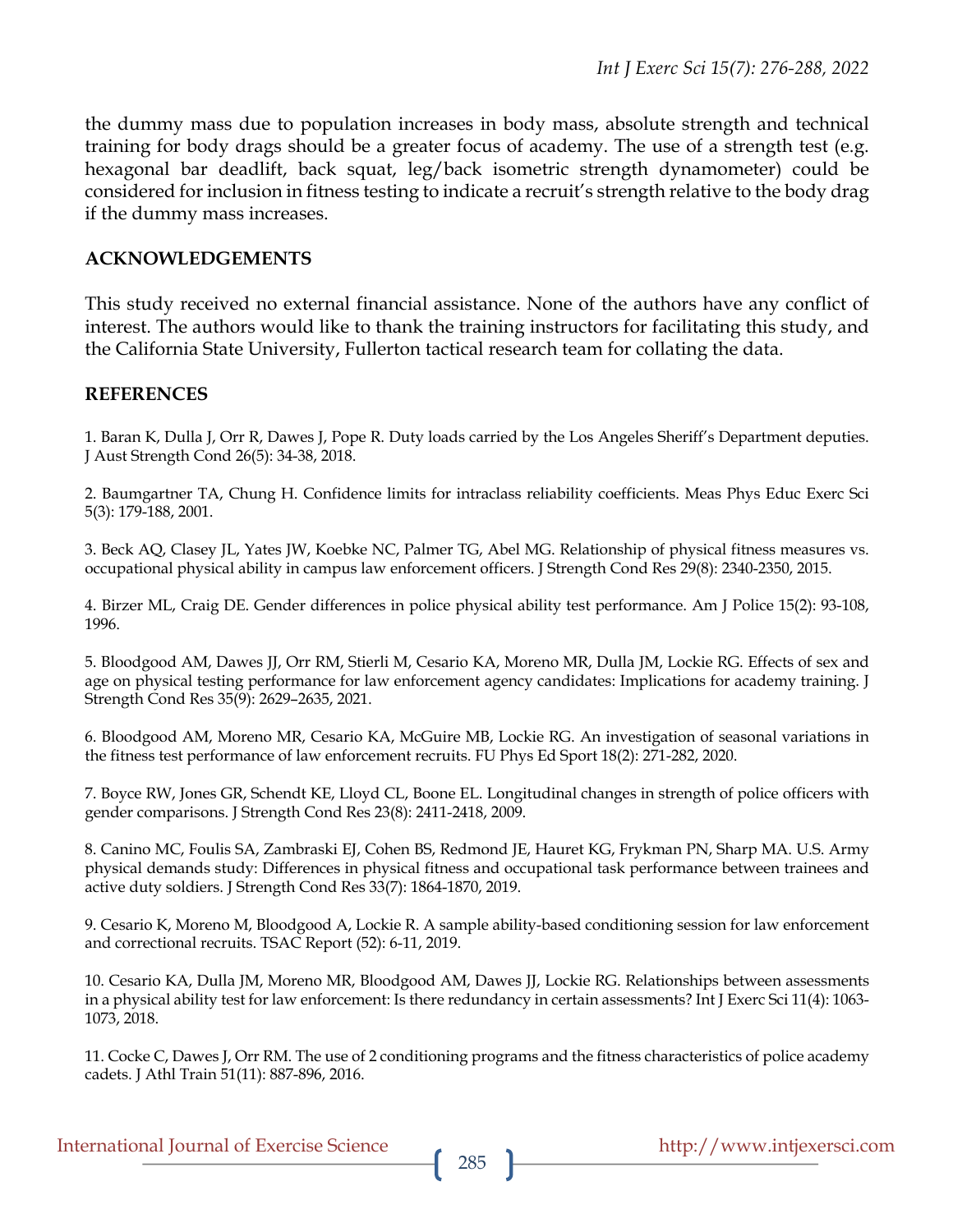the dummy mass due to population increases in body mass, absolute strength and technical training for body drags should be a greater focus of academy. The use of a strength test (e.g. hexagonal bar deadlift, back squat, leg/back isometric strength dynamometer) could be considered for inclusion in fitness testing to indicate a recruit's strength relative to the body drag if the dummy mass increases.

## ACKNOWLEDGEMENTS

This study received no external financial assistance. None of the authors have any conflict of interest. The authors would like to thank the training instructors for facilitating this study, and the California State University, Fullerton tactical research team for collating the data.

## REFERENCES

1. Baran K, Dulla J, Orr R, Dawes J, Pope R. Duty loads carried by the Los Angeles Sheriff's Department deputies. J Aust Strength Cond 26(5): 34-38, 2018.

2. Baumgartner TA, Chung H. Confidence limits for intraclass reliability coefficients. Meas Phys Educ Exerc Sci 5(3): 179-188, 2001.

3. Beck AQ, Clasey JL, Yates JW, Koebke NC, Palmer TG, Abel MG. Relationship of physical fitness measures vs. occupational physical ability in campus law enforcement officers. J Strength Cond Res 29(8): 2340-2350, 2015.

4. Birzer ML, Craig DE. Gender differences in police physical ability test performance. Am J Police 15(2): 93-108, 1996.

5. Bloodgood AM, Dawes JJ, Orr RM, Stierli M, Cesario KA, Moreno MR, Dulla JM, Lockie RG. Effects of sex and age on physical testing performance for law enforcement agency candidates: Implications for academy training. J Strength Cond Res 35(9): 2629–2635, 2021.

6. Bloodgood AM, Moreno MR, Cesario KA, McGuire MB, Lockie RG. An investigation of seasonal variations in the fitness test performance of law enforcement recruits. FU Phys Ed Sport 18(2): 271-282, 2020.

7. Boyce RW, Jones GR, Schendt KE, Lloyd CL, Boone EL. Longitudinal changes in strength of police officers with gender comparisons. J Strength Cond Res 23(8): 2411-2418, 2009.

8. Canino MC, Foulis SA, Zambraski EJ, Cohen BS, Redmond JE, Hauret KG, Frykman PN, Sharp MA. U.S. Army physical demands study: Differences in physical fitness and occupational task performance between trainees and active duty soldiers. J Strength Cond Res 33(7): 1864-1870, 2019.

9. Cesario K, Moreno M, Bloodgood A, Lockie R. A sample ability-based conditioning session for law enforcement and correctional recruits. TSAC Report (52): 6-11, 2019.

10. Cesario KA, Dulla JM, Moreno MR, Bloodgood AM, Dawes JJ, Lockie RG. Relationships between assessments in a physical ability test for law enforcement: Is there redundancy in certain assessments? Int J Exerc Sci 11(4): 1063-1073, 2018.

11. Cocke C, Dawes J, Orr RM. The use of 2 conditioning programs and the fitness characteristics of police academy cadets. J Athl Train 51(11): 887-896, 2016.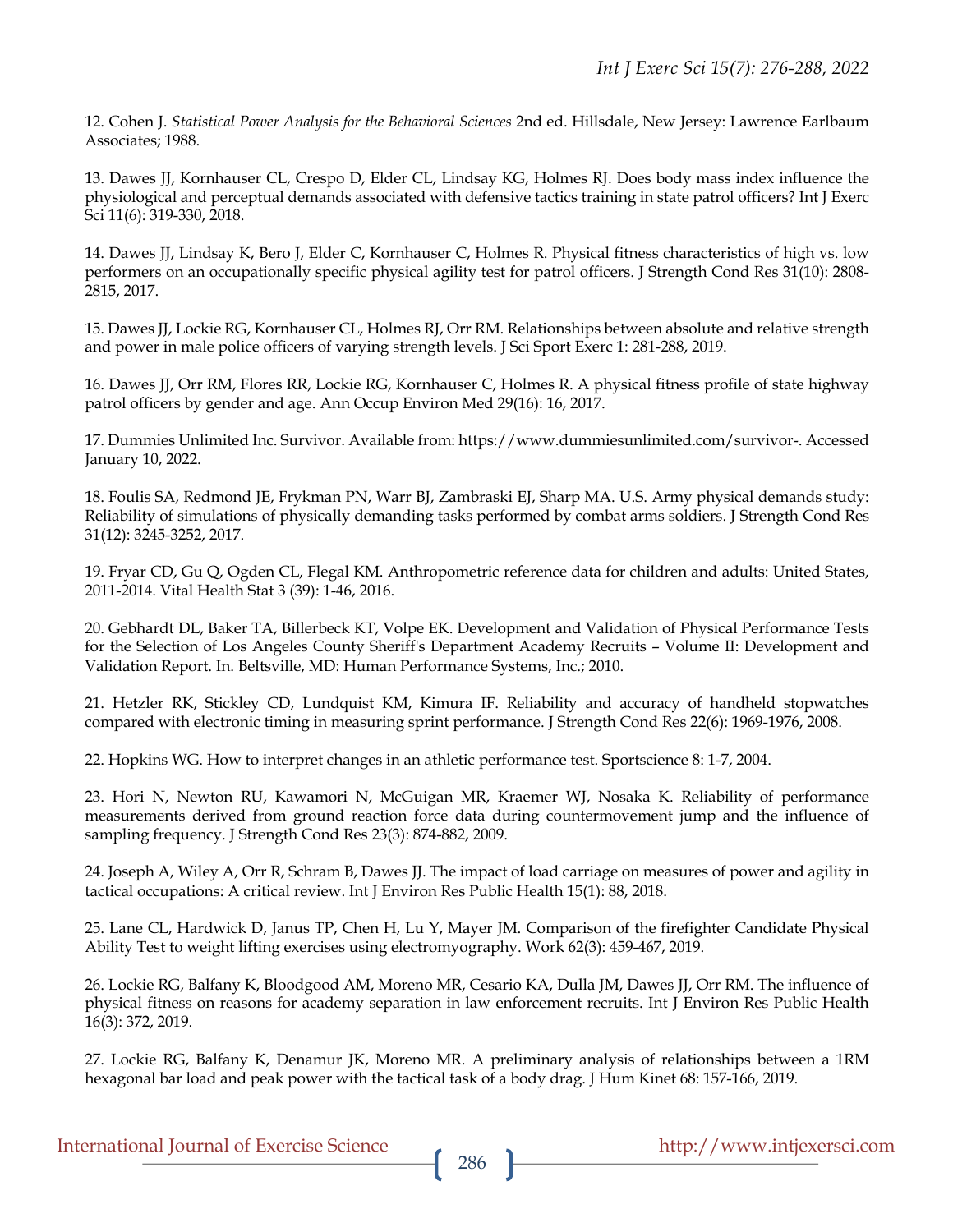12. Cohen J. *Statistical Power Analysis for the Behavioral Sciences* 2nd ed. Hillsdale, New Jersey: Lawrence Earlbaum Associates; 1988.

13. Dawes JJ, Kornhauser CL, Crespo D, Elder CL, Lindsay KG, Holmes RJ. Does body mass index influence the physiological and perceptual demands associated with defensive tactics training in state patrol officers? Int J Exerc Sci 11(6): 319-330, 2018.

14. Dawes JJ, Lindsay K, Bero J, Elder C, Kornhauser C, Holmes R. Physical fitness characteristics of high vs. low performers on an occupationally specific physical agility test for patrol officers. J Strength Cond Res 31(10): 2808-2815, 2017.

15. Dawes JJ, Lockie RG, Kornhauser CL, Holmes RJ, Orr RM. Relationships between absolute and relative strength and power in male police officers of varying strength levels. J Sci Sport Exerc 1: 281-288, 2019.

16. Dawes JJ, Orr RM, Flores RR, Lockie RG, Kornhauser C, Holmes R. A physical fitness profile of state highway patrol officers by gender and age. Ann Occup Environ Med 29(16): 16, 2017.

17. Dummies Unlimited Inc. Survivor. Available from: https://www.dummiesunlimited.com/survivor-. Accessed January 10, 2022.

18. Foulis SA, Redmond JE, Frykman PN, Warr BJ, Zambraski EJ, Sharp MA. U.S. Army physical demands study: Reliability of simulations of physically demanding tasks performed by combat arms soldiers. J Strength Cond Res 31(12): 3245-3252, 2017.

19. Fryar CD, Gu Q, Ogden CL, Flegal KM. Anthropometric reference data for children and adults: United States, 2011-2014. Vital Health Stat 3 (39): 1-46, 2016.

20. Gebhardt DL, Baker TA, Billerbeck KT, Volpe EK. Development and Validation of Physical Performance Tests for the Selection of Los Angeles County Sheriff's Department Academy Recruits – Volume II: Development and Validation Report. In. Beltsville, MD: Human Performance Systems, Inc.; 2010.

21. Hetzler RK, Stickley CD, Lundquist KM, Kimura IF. Reliability and accuracy of handheld stopwatches compared with electronic timing in measuring sprint performance. J Strength Cond Res 22(6): 1969-1976, 2008.

22. Hopkins WG. How to interpret changes in an athletic performance test. Sportscience 8: 1-7, 2004.

23. Hori N, Newton RU, Kawamori N, McGuigan MR, Kraemer WJ, Nosaka K. Reliability of performance measurements derived from ground reaction force data during countermovement jump and the influence of sampling frequency. J Strength Cond Res 23(3): 874-882, 2009.

24. Joseph A, Wiley A, Orr R, Schram B, Dawes JJ. The impact of load carriage on measures of power and agility in tactical occupations: A critical review. Int J Environ Res Public Health 15(1): 88, 2018.

25. Lane CL, Hardwick D, Janus TP, Chen H, Lu Y, Mayer JM. Comparison of the firefighter Candidate Physical Ability Test to weight lifting exercises using electromyography. Work 62(3): 459-467, 2019.

26. Lockie RG, Balfany K, Bloodgood AM, Moreno MR, Cesario KA, Dulla JM, Dawes JJ, Orr RM. The influence of physical fitness on reasons for academy separation in law enforcement recruits. Int J Environ Res Public Health 16(3): 372, 2019.

27. Lockie RG, Balfany K, Denamur JK, Moreno MR. A preliminary analysis of relationships between a 1RM hexagonal bar load and peak power with the tactical task of a body drag. J Hum Kinet 68: 157-166, 2019.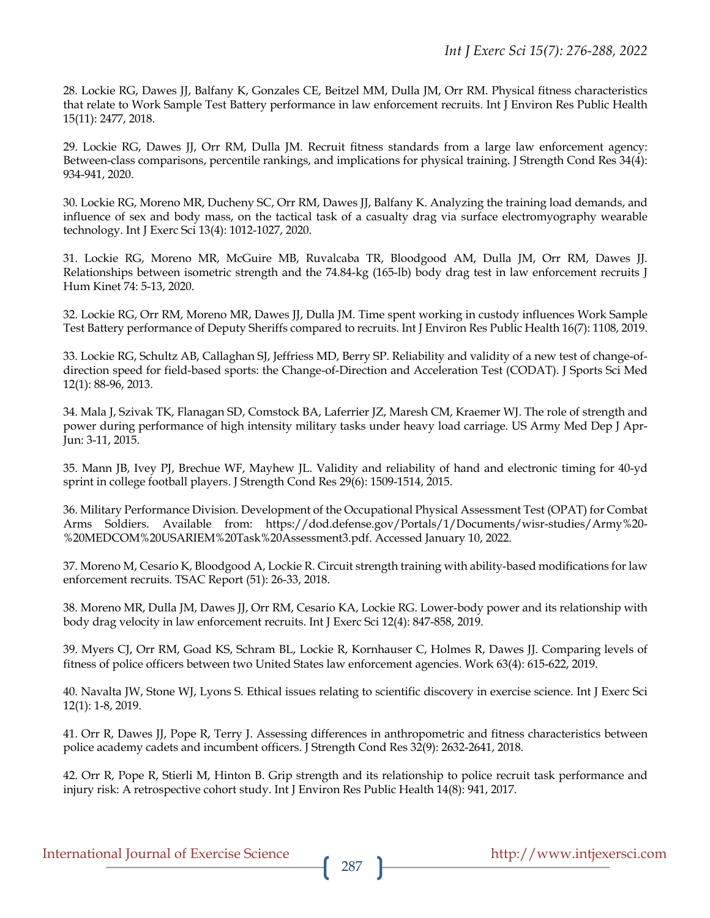28. Lockie RG, Dawes JJ, Balfany K, Gonzales CE, Beitzel MM, Dulla JM, Orr RM. Physical fitness characteristics that relate to Work Sample Test Battery performance in law enforcement recruits. Int J Environ Res Public Health 15(11): 2477, 2018.

29. Lockie RG, Dawes JJ, Orr RM, Dulla JM. Recruit fitness standards from a large law enforcement agency: Between-class comparisons, percentile rankings, and implications for physical training. J Strength Cond Res 34(4): 934-941, 2020.

30. Lockie RG, Moreno MR, Ducheny SC, Orr RM, Dawes JJ, Balfany K. Analyzing the training load demands, and influence of sex and body mass, on the tactical task of a casualty drag via surface electromyography wearable technology. Int J Exerc Sci 13(4): 1012-1027, 2020.

31. Lockie RG, Moreno MR, McGuire MB, Ruvalcaba TR, Bloodgood AM, Dulla JM, Orr RM, Dawes JJ. Relationships between isometric strength and the 74.84-kg (165-lb) body drag test in law enforcement recruits J Hum Kinet 74: 5-13, 2020.

32. Lockie RG, Orr RM, Moreno MR, Dawes JJ, Dulla JM. Time spent working in custody influences Work Sample Test Battery performance of Deputy Sheriffs compared to recruits. Int J Environ Res Public Health 16(7): 1108, 2019.

33. Lockie RG, Schultz AB, Callaghan SJ, Jeffriess MD, Berry SP. Reliability and validity of a new test of change-of-direction speed for field-based sports: the Change-of-Direction and Acceleration Test (CODAT). J Sports Sci Med 12(1): 88-96, 2013.

34. Mala J, Szivak TK, Flanagan SD, Comstock BA, Laferrier JZ, Maresh CM, Kraemer WJ. The role of strength and power during performance of high intensity military tasks under heavy load carriage. US Army Med Dep J Apr-Jun: 3-11, 2015.

35. Mann JB, Ivey PJ, Brechue WF, Mayhew JL. Validity and reliability of hand and electronic timing for 40-yd sprint in college football players. J Strength Cond Res 29(6): 1509-1514, 2015.

36. Military Performance Division. Development of the Occupational Physical Assessment Test (OPAT) for Combat Arms Soldiers. Available from: https://dod.defense.gov/Portals/1/Documents/wisr-studies/Army%20-%20MEDCOM%20USARIEM%20Task%20Assessment3.pdf. Accessed January 10, 2022.

37. Moreno M, Cesario K, Bloodgood A, Lockie R. Circuit strength training with ability-based modifications for law enforcement recruits. TSAC Report (51): 26-33, 2018.

38. Moreno MR, Dulla JM, Dawes JJ, Orr RM, Cesario KA, Lockie RG. Lower-body power and its relationship with body drag velocity in law enforcement recruits. Int J Exerc Sci 12(4): 847-858, 2019.

39. Myers CJ, Orr RM, Goad KS, Schram BL, Lockie R, Kornhauser C, Holmes R, Dawes JJ. Comparing levels of fitness of police officers between two United States law enforcement agencies. Work 63(4): 615-622, 2019.

40. Navalta JW, Stone WJ, Lyons S. Ethical issues relating to scientific discovery in exercise science. Int J Exerc Sci 12(1): 1-8, 2019.

41. Orr R, Dawes JJ, Pope R, Terry J. Assessing differences in anthropometric and fitness characteristics between police academy cadets and incumbent officers. J Strength Cond Res 32(9): 2632-2641, 2018.

42. Orr R, Pope R, Stierli M, Hinton B. Grip strength and its relationship to police recruit task performance and injury risk: A retrospective cohort study. Int J Environ Res Public Health 14(8): 941, 2017.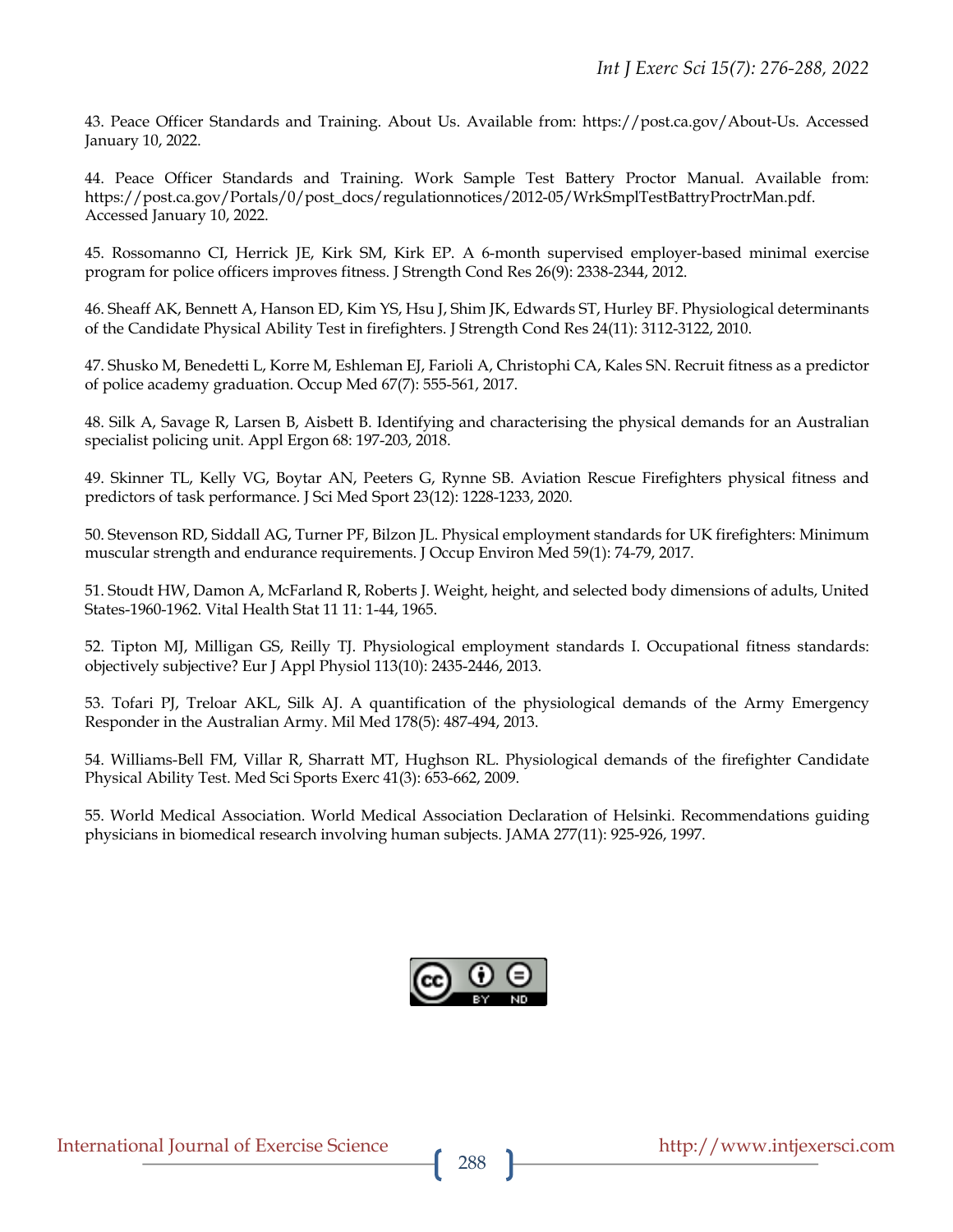43. Peace Officer Standards and Training. About Us. Available from: https://post.ca.gov/About-Us. Accessed January 10, 2022.

44. Peace Officer Standards and Training. Work Sample Test Battery Proctor Manual. Available from: https://post.ca.gov/Portals/0/post_docs/regulationnotices/2012-05/WrkSmplTestBattryProctrMan.pdf. Accessed January 10, 2022.

45. Rossomanno CI, Herrick JE, Kirk SM, Kirk EP. A 6-month supervised employer-based minimal exercise program for police officers improves fitness. J Strength Cond Res 26(9): 2338-2344, 2012.

46. Sheaff AK, Bennett A, Hanson ED, Kim YS, Hsu J, Shim JK, Edwards ST, Hurley BF. Physiological determinants of the Candidate Physical Ability Test in firefighters. J Strength Cond Res 24(11): 3112-3122, 2010.

47. Shusko M, Benedetti L, Korre M, Eshleman EJ, Farioli A, Christophi CA, Kales SN. Recruit fitness as a predictor of police academy graduation. Occup Med 67(7): 555-561, 2017.

48. Silk A, Savage R, Larsen B, Aisbett B. Identifying and characterising the physical demands for an Australian specialist policing unit. Appl Ergon 68: 197-203, 2018.

49. Skinner TL, Kelly VG, Boytar AN, Peeters G, Rynne SB. Aviation Rescue Firefighters physical fitness and predictors of task performance. J Sci Med Sport 23(12): 1228-1233, 2020.

50. Stevenson RD, Siddall AG, Turner PF, Bilzon JL. Physical employment standards for UK firefighters: Minimum muscular strength and endurance requirements. J Occup Environ Med 59(1): 74-79, 2017.

51. Stoudt HW, Damon A, McFarland R, Roberts J. Weight, height, and selected body dimensions of adults, United States-1960-1962. Vital Health Stat 11 11: 1-44, 1965.

52. Tipton MJ, Milligan GS, Reilly TJ. Physiological employment standards I. Occupational fitness standards: objectively subjective? Eur J Appl Physiol 113(10): 2435-2446, 2013.

53. Tofari PJ, Treloar AKL, Silk AJ. A quantification of the physiological demands of the Army Emergency Responder in the Australian Army. Mil Med 178(5): 487-494, 2013.

54. Williams-Bell FM, Villar R, Sharratt MT, Hughson RL. Physiological demands of the firefighter Candidate Physical Ability Test. Med Sci Sports Exerc 41(3): 653-662, 2009.

55. World Medical Association. World Medical Association Declaration of Helsinki. Recommendations guiding physicians in biomedical research involving human subjects. JAMA 277(11): 925-926, 1997.